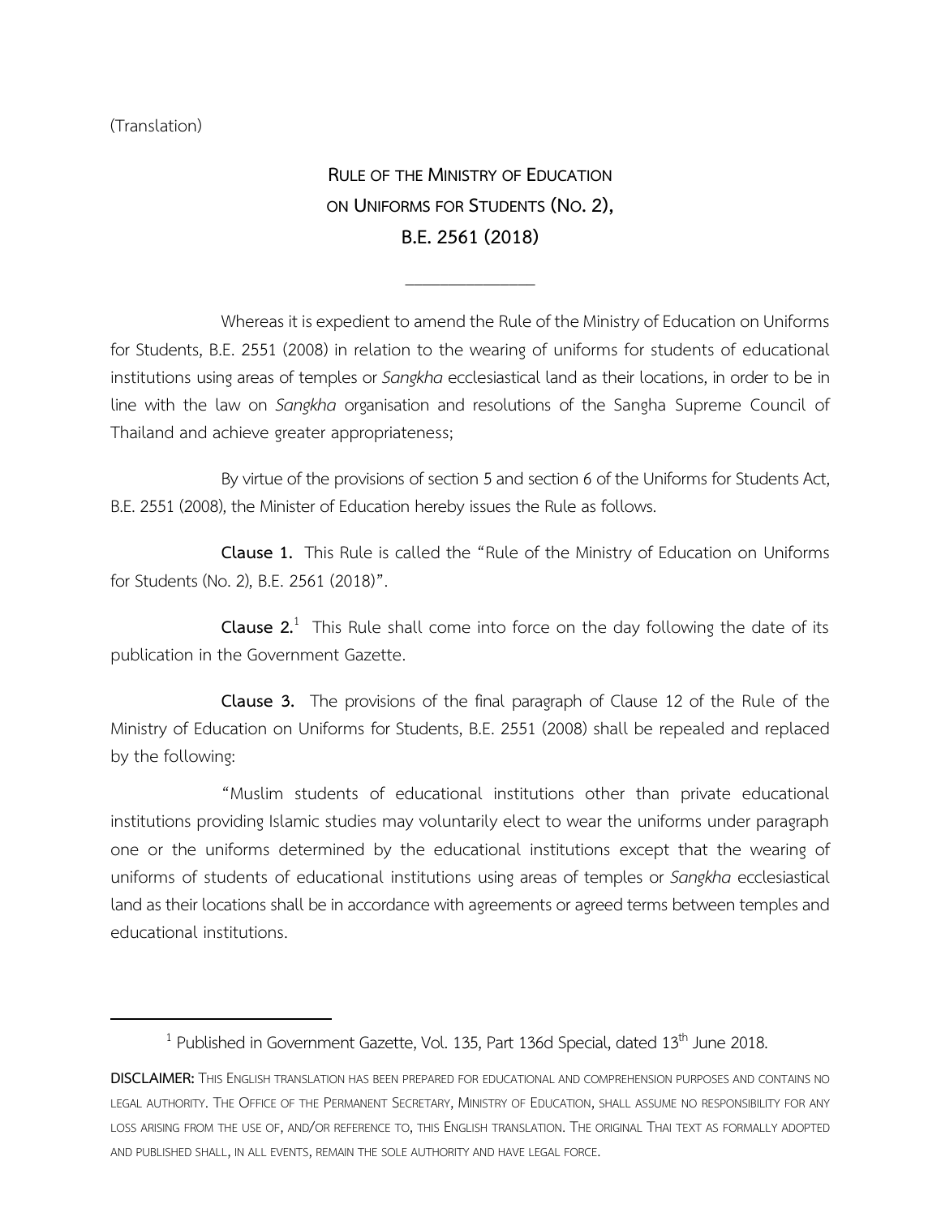(Translation)

# RULE OF THE MINISTRY OF EDUCATION ON UNIFORMS FOR STUDENTS (NO. 2), B.E. 2561 (2018)

---

Whereas it is expedient to amend the Rule of the Ministry of Education on Uniforms for Students, B.E. 2551 (2008) in relation to the wearing of uniforms for students of educational institutions using areas of temples or *Sangkha* ecclesiastical land as their locations, in order to be in line with the law on *Sangkha* organisation and resolutions of the Sangha Supreme Council of Thailand and achieve greater appropriateness;

By virtue of the provisions of section 5 and section 6 of the Uniforms for Students Act, B.E. 2551 (2008), the Minister of Education hereby issues the Rule as follows.

**Clause 1.** This Rule is called the "Rule of the Ministry of Education on Uniforms for Students (No. 2), B.E. 2561 (2018)".

**Clause 2.**[1] This Rule shall come into force on the day following the date of its publication in the Government Gazette.

**Clause 3.** The provisions of the final paragraph of Clause 12 of the Rule of the Ministry of Education on Uniforms for Students, B.E. 2551 (2008) shall be repealed and replaced by the following:

"Muslim students of educational institutions other than private educational institutions providing Islamic studies may voluntarily elect to wear the uniforms under paragraph one or the uniforms determined by the educational institutions except that the wearing of uniforms of students of educational institutions using areas of temples or *Sangkha* ecclesiastical land as their locations shall be in accordance with agreements or agreed terms between temples and educational institutions.

---

[1] Published in Government Gazette, Vol. 135, Part 136d Special, dated 13th June 2018.

**DISCLAIMER:** THIS ENGLISH TRANSLATION HAS BEEN PREPARED FOR EDUCATIONAL AND COMPREHENSION PURPOSES AND CONTAINS NO LEGAL AUTHORITY. THE OFFICE OF THE PERMANENT SECRETARY, MINISTRY OF EDUCATION, SHALL ASSUME NO RESPONSIBILITY FOR ANY LOSS ARISING FROM THE USE OF, AND/OR REFERENCE TO, THIS ENGLISH TRANSLATION. THE ORIGINAL THAI TEXT AS FORMALLY ADOPTED AND PUBLISHED SHALL, IN ALL EVENTS, REMAIN THE SOLE AUTHORITY AND HAVE LEGAL FORCE.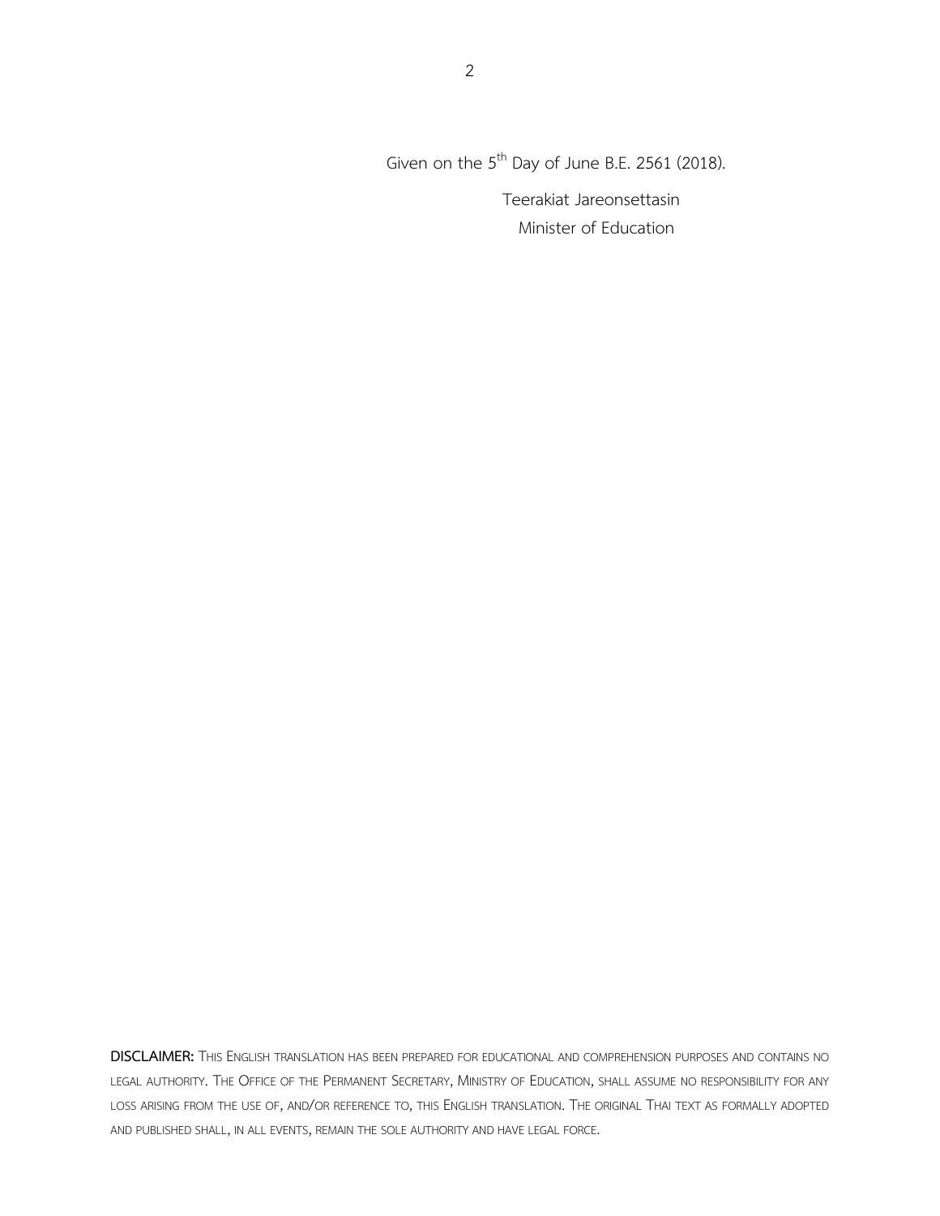Given on the 5th Day of June B.E. 2561 (2018).

Teerakiat Jareonsettasin

Minister of Education

**DISCLAIMER:** This English translation has been prepared for educational and comprehension purposes and contains no legal authority. The Office of the Permanent Secretary, Ministry of Education, shall assume no responsibility for any loss arising from the use of, and/or reference to, this English translation. The original Thai text as formally adopted and published shall, in all events, remain the sole authority and have legal force.